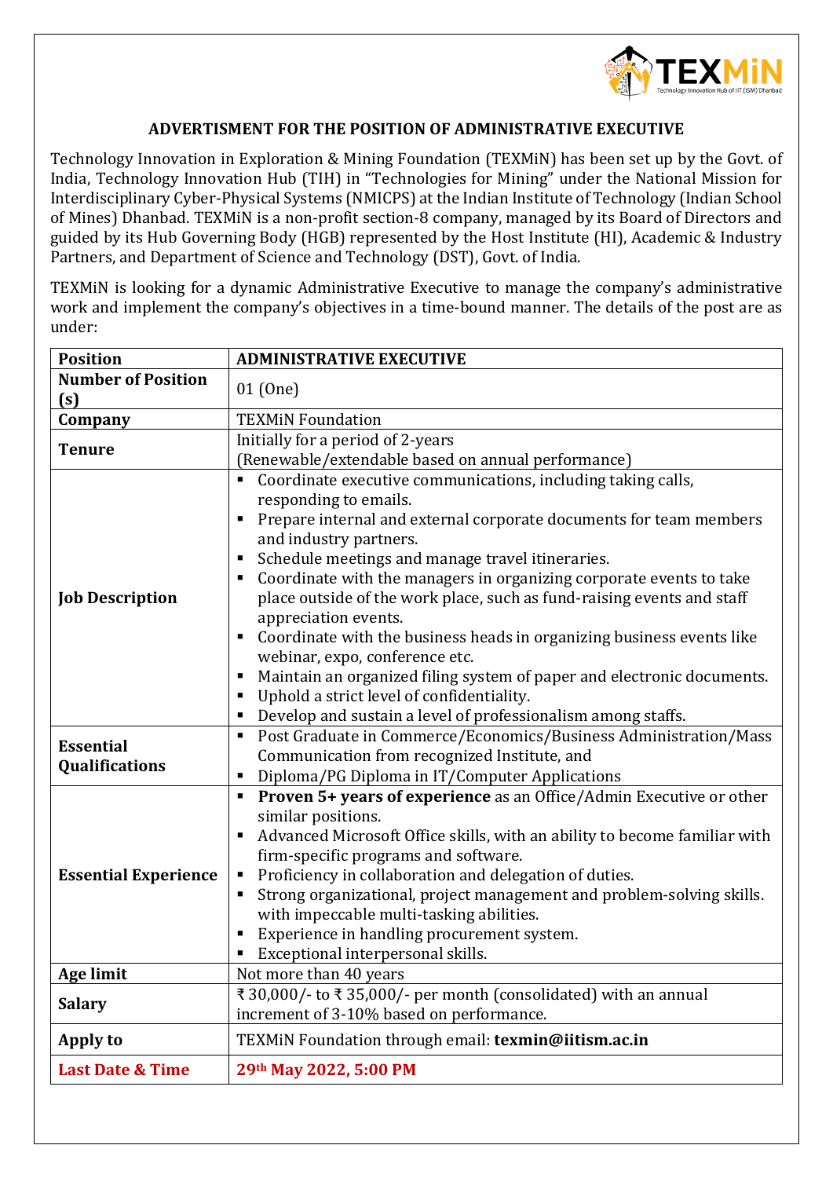## ADVERTISMENT FOR THE POSITION OF ADMINISTRATIVE EXECUTIVE

Technology Innovation in Exploration & Mining Foundation (TEXMiN) has been set up by the Govt. of India, Technology Innovation Hub (TIH) in "Technologies for Mining" under the National Mission for Interdisciplinary Cyber-Physical Systems (NMICPS) at the Indian Institute of Technology (Indian School of Mines) Dhanbad. TEXMiN is a non-profit section-8 company, managed by its Board of Directors and guided by its Hub Governing Body (HGB) represented by the Host Institute (HI), Academic & Industry Partners, and Department of Science and Technology (DST), Govt. of India.

TEXMiN is looking for a dynamic Administrative Executive to manage the company's administrative work and implement the company's objectives in a time-bound manner. The details of the post are as under:

| **Position** | **ADMINISTRATIVE EXECUTIVE** |
|---|---|
| **Number of Position (s)** | 01 (One) |
| **Company** | TEXMiN Foundation |
| **Tenure** | Initially for a period of 2-years<br>(Renewable/extendable based on annual performance) |
| **Job Description** | ▪ Coordinate executive communications, including taking calls, responding to emails.<br>▪ Prepare internal and external corporate documents for team members and industry partners.<br>▪ Schedule meetings and manage travel itineraries.<br>▪ Coordinate with the managers in organizing corporate events to take place outside of the work place, such as fund-raising events and staff appreciation events.<br>▪ Coordinate with the business heads in organizing business events like webinar, expo, conference etc.<br>▪ Maintain an organized filing system of paper and electronic documents.<br>▪ Uphold a strict level of confidentiality.<br>▪ Develop and sustain a level of professionalism among staffs. |
| **Essential Qualifications** | ▪ Post Graduate in Commerce/Economics/Business Administration/Mass Communication from recognized Institute, and<br>▪ Diploma/PG Diploma in IT/Computer Applications |
| **Essential Experience** | ▪ **Proven 5+ years of experience** as an Office/Admin Executive or other similar positions.<br>▪ Advanced Microsoft Office skills, with an ability to become familiar with firm-specific programs and software.<br>▪ Proficiency in collaboration and delegation of duties.<br>▪ Strong organizational, project management and problem-solving skills. with impeccable multi-tasking abilities.<br>▪ Experience in handling procurement system.<br>▪ Exceptional interpersonal skills. |
| **Age limit** | Not more than 40 years |
| **Salary** | ₹ 30,000/- to ₹ 35,000/- per month (consolidated) with an annual increment of 3-10% based on performance. |
| **Apply to** | TEXMiN Foundation through email: **texmin@iitism.ac.in** |
| **Last Date & Time** | **29th May 2022, 5:00 PM** |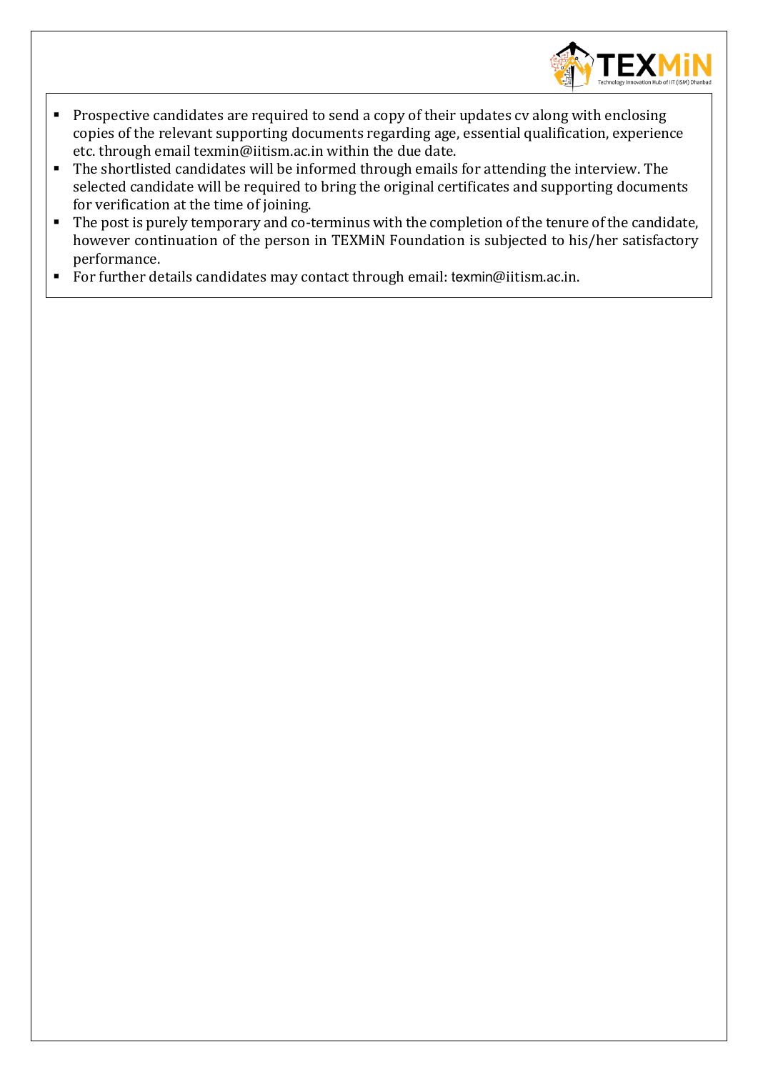- Prospective candidates are required to send a copy of their updates cv along with enclosing copies of the relevant supporting documents regarding age, essential qualification, experience etc. through email texmin@iitism.ac.in within the due date.
- The shortlisted candidates will be informed through emails for attending the interview. The selected candidate will be required to bring the original certificates and supporting documents for verification at the time of joining.
- The post is purely temporary and co-terminus with the completion of the tenure of the candidate, however continuation of the person in TEXMiN Foundation is subjected to his/her satisfactory performance.
- For further details candidates may contact through email: texmin@iitism.ac.in.